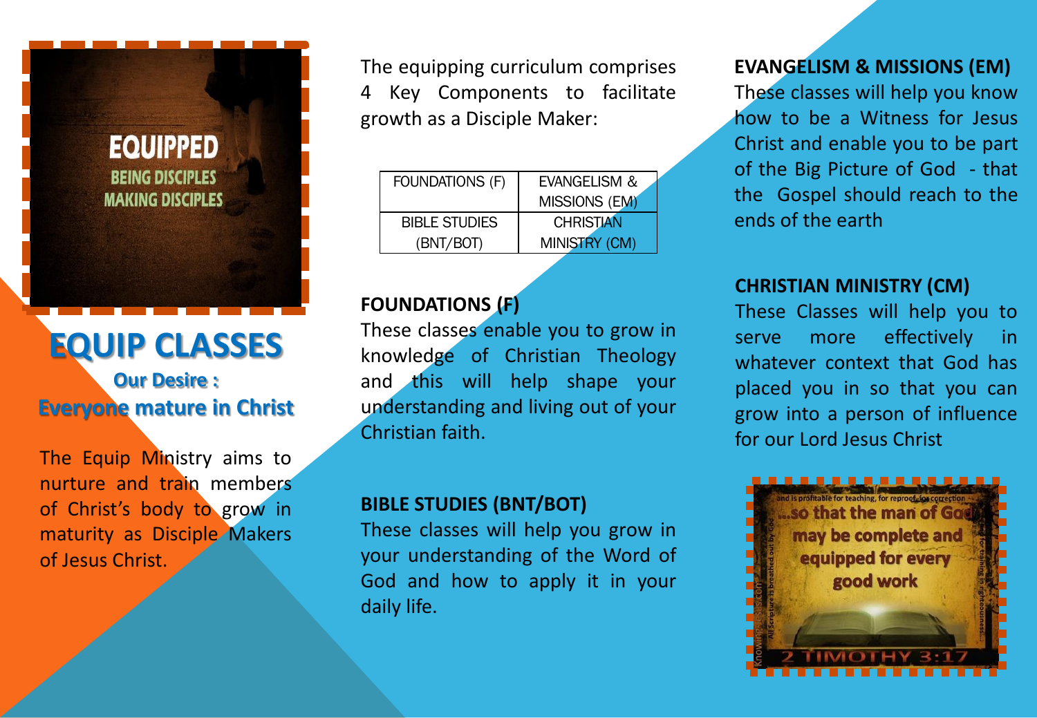# EQUIP CLASSES

**Our Desire :**
**Everyone mature in Christ**

The Equip Ministry aims to nurture and train members of Christ's body to grow in maturity as Disciple Makers of Jesus Christ.

The equipping curriculum comprises 4 Key Components to facilitate growth as a Disciple Maker:

| FOUNDATIONS (F) | EVANGELISM & MISSIONS (EM) |
|---|---|
| BIBLE STUDIES (BNT/BOT) | CHRISTIAN MINISTRY (CM) |

## FOUNDATIONS (F)

These classes enable you to grow in knowledge of Christian Theology and this will help shape your understanding and living out of your Christian faith.

## BIBLE STUDIES (BNT/BOT)

These classes will help you grow in your understanding of the Word of God and how to apply it in your daily life.

## EVANGELISM & MISSIONS (EM)

These classes will help you know how to be a Witness for Jesus Christ and enable you to be part of the Big Picture of God - that the Gospel should reach to the ends of the earth

## CHRISTIAN MINISTRY (CM)

These Classes will help you to serve more effectively in whatever context that God has placed you in so that you can grow into a person of influence for our Lord Jesus Christ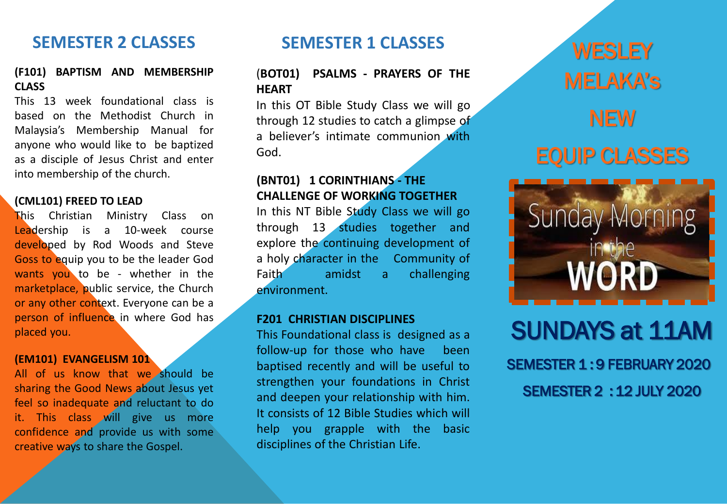## SEMESTER 2 CLASSES

**(F101) BAPTISM AND MEMBERSHIP CLASS**

This 13 week foundational class is based on the Methodist Church in Malaysia's Membership Manual for anyone who would like to be baptized as a disciple of Jesus Christ and enter into membership of the church.

**(CML101) FREED TO LEAD**

This Christian Ministry Class on Leadership is a 10-week course developed by Rod Woods and Steve Goss to equip you to be the leader God wants you to be - whether in the marketplace, public service, the Church or any other context. Everyone can be a person of influence in where God has placed you.

**(EM101) EVANGELISM 101**

All of us know that we should be sharing the Good News about Jesus yet feel so inadequate and reluctant to do it. This class will give us more confidence and provide us with some creative ways to share the Gospel.

## SEMESTER 1 CLASSES

**(BOT01) PSALMS - PRAYERS OF THE HEART**

In this OT Bible Study Class we will go through 12 studies to catch a glimpse of a believer's intimate communion with God.

**(BNT01) 1 CORINTHIANS - THE CHALLENGE OF WORKING TOGETHER**

In this NT Bible Study Class we will go through 13 studies together and explore the continuing development of a holy character in the Community of Faith amidst a challenging environment.

**F201 CHRISTIAN DISCIPLINES**

This Foundational class is designed as a follow-up for those who have been baptised recently and will be useful to strengthen your foundations in Christ and deepen your relationship with him. It consists of 12 Bible Studies which will help you grapple with the basic disciplines of the Christian Life.

# WESLEY MELAKA's NEW EQUIP CLASSES

Sunday Morning in the WORD

## SUNDAYS at 11AM

**SEMESTER 1 : 9 FEBRUARY 2020**

**SEMESTER 2 : 12 JULY 2020**